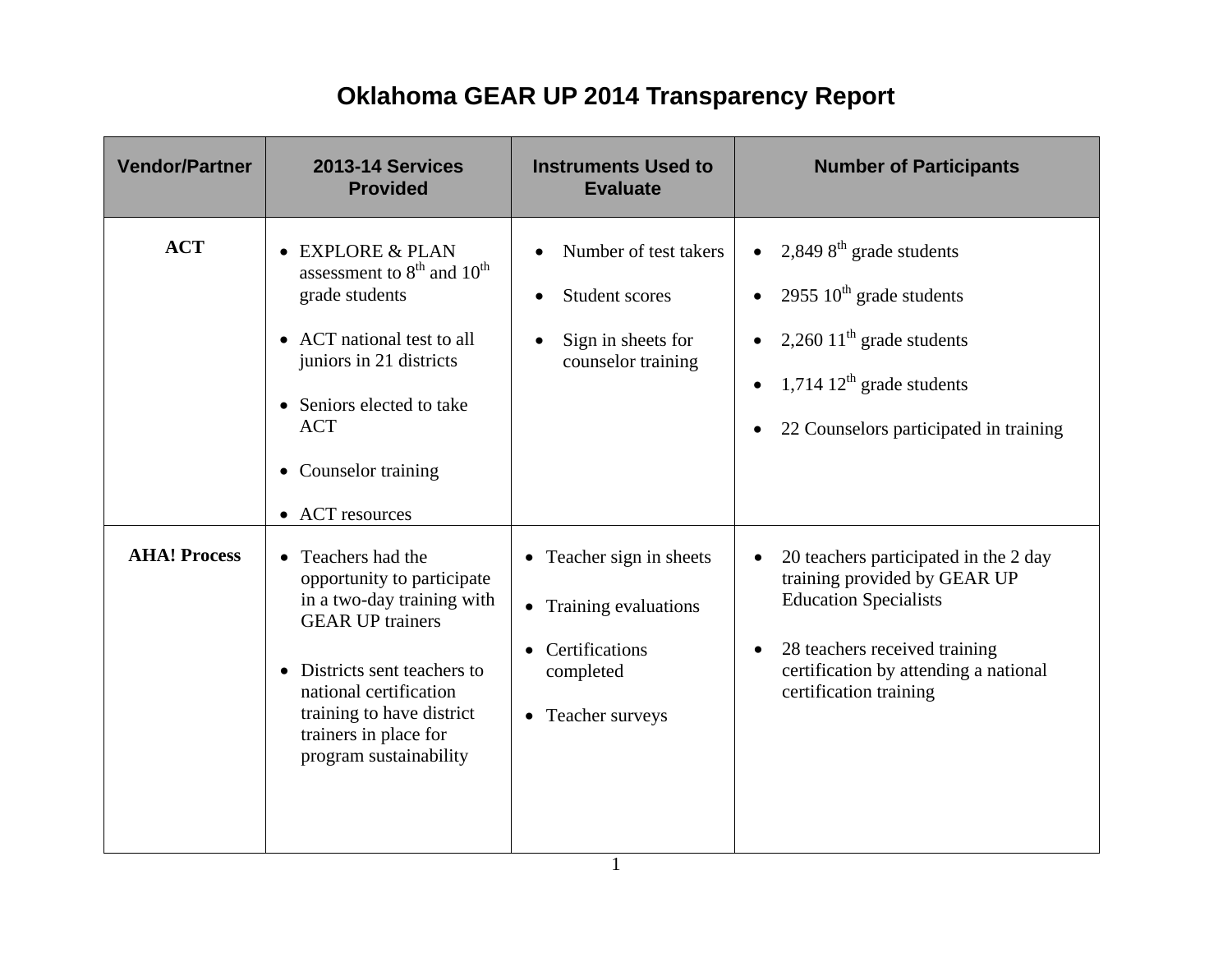# Oklahoma GEAR UP 2014 Transparency Report

| Vendor/Partner | 2013-14 Services Provided | Instruments Used to Evaluate | Number of Participants |
|---|---|---|---|
| **ACT** | • EXPLORE & PLAN assessment to 8th and 10th grade students<br>• ACT national test to all juniors in 21 districts<br>• Seniors elected to take ACT<br>• Counselor training<br>• ACT resources | • Number of test takers<br>• Student scores<br>• Sign in sheets for counselor training | • 2,849 8th grade students<br>• 2955 10th grade students<br>• 2,260 11th grade students<br>• 1,714 12th grade students<br>• 22 Counselors participated in training |
| **AHA! Process** | • Teachers had the opportunity to participate in a two-day training with GEAR UP trainers<br>• Districts sent teachers to national certification training to have district trainers in place for program sustainability | • Teacher sign in sheets<br>• Training evaluations<br>• Certifications completed<br>• Teacher surveys | • 20 teachers participated in the 2 day training provided by GEAR UP Education Specialists<br>• 28 teachers received training certification by attending a national certification training |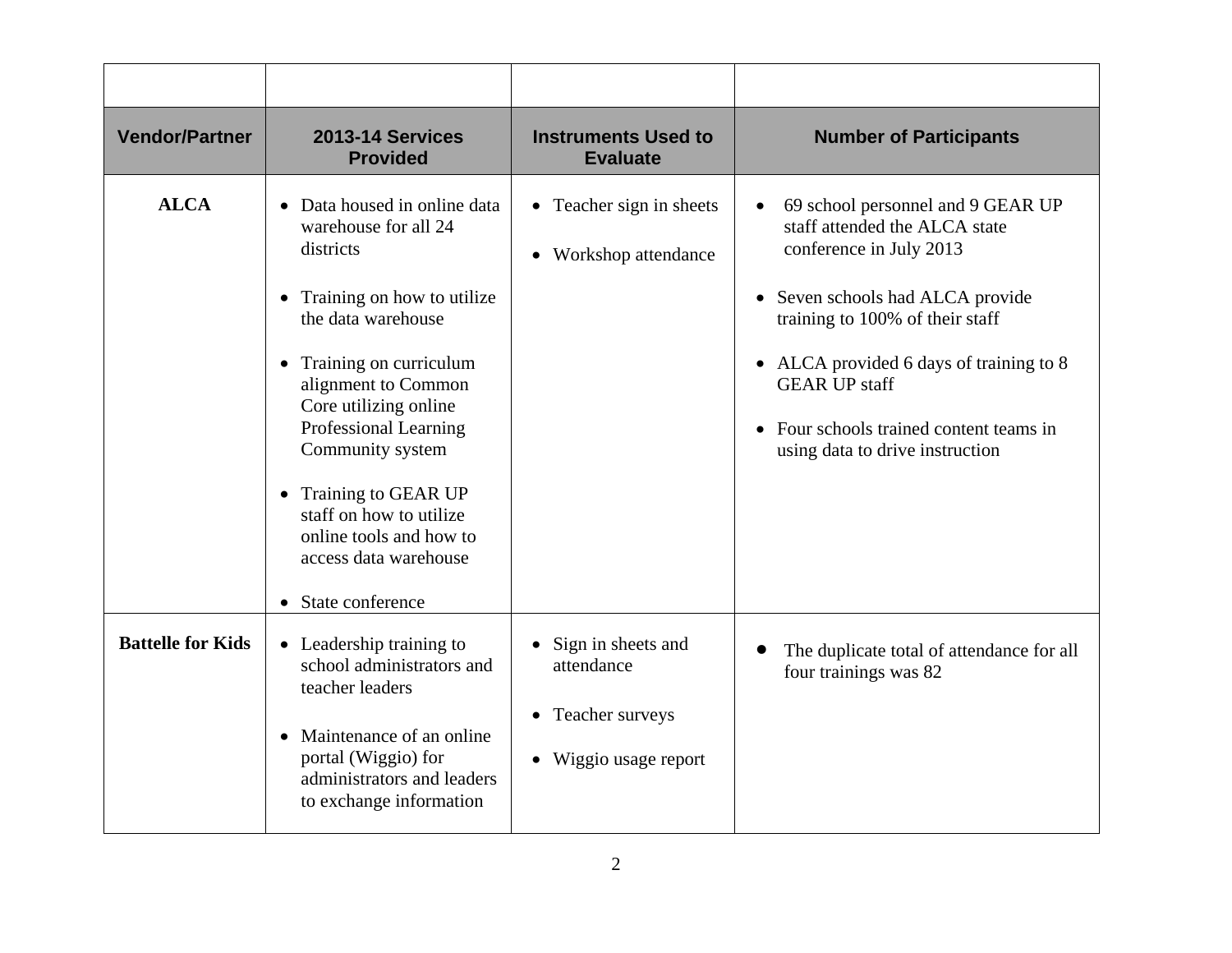| Vendor/Partner | 2013-14 Services Provided | Instruments Used to Evaluate | Number of Participants |
|---|---|---|---|
| **ALCA** | • Data housed in online data warehouse for all 24 districts<br><br>• Training on how to utilize the data warehouse<br><br>• Training on curriculum alignment to Common Core utilizing online Professional Learning Community system<br><br>• Training to GEAR UP staff on how to utilize online tools and how to access data warehouse<br><br>• State conference | • Teacher sign in sheets<br><br>• Workshop attendance | • 69 school personnel and 9 GEAR UP staff attended the ALCA state conference in July 2013<br><br>• Seven schools had ALCA provide training to 100% of their staff<br><br>• ALCA provided 6 days of training to 8 GEAR UP staff<br><br>• Four schools trained content teams in using data to drive instruction |
| **Battelle for Kids** | • Leadership training to school administrators and teacher leaders<br><br>• Maintenance of an online portal (Wiggio) for administrators and leaders to exchange information | • Sign in sheets and attendance<br><br>• Teacher surveys<br><br>• Wiggio usage report | • The duplicate total of attendance for all four trainings was 82 |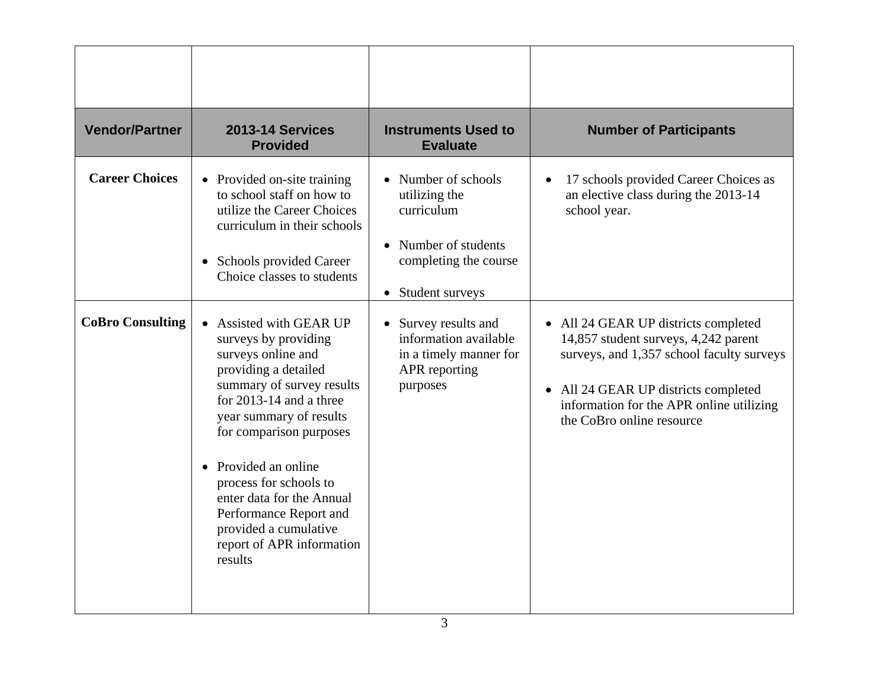| | | | |
|---|---|---|---|
| **Vendor/Partner** | **2013-14 Services Provided** | **Instruments Used to Evaluate** | **Number of Participants** |
| **Career Choices** | • Provided on-site training to school staff on how to utilize the Career Choices curriculum in their schools<br><br>• Schools provided Career Choice classes to students | • Number of schools utilizing the curriculum<br><br>• Number of students completing the course<br><br>• Student surveys | • 17 schools provided Career Choices as an elective class during the 2013-14 school year. |
| **CoBro Consulting** | • Assisted with GEAR UP surveys by providing surveys online and providing a detailed summary of survey results for 2013-14 and a three year summary of results for comparison purposes<br><br>• Provided an online process for schools to enter data for the Annual Performance Report and provided a cumulative report of APR information results | • Survey results and information available in a timely manner for APR reporting purposes | • All 24 GEAR UP districts completed 14,857 student surveys, 4,242 parent surveys, and 1,357 school faculty surveys<br><br>• All 24 GEAR UP districts completed information for the APR online utilizing the CoBro online resource |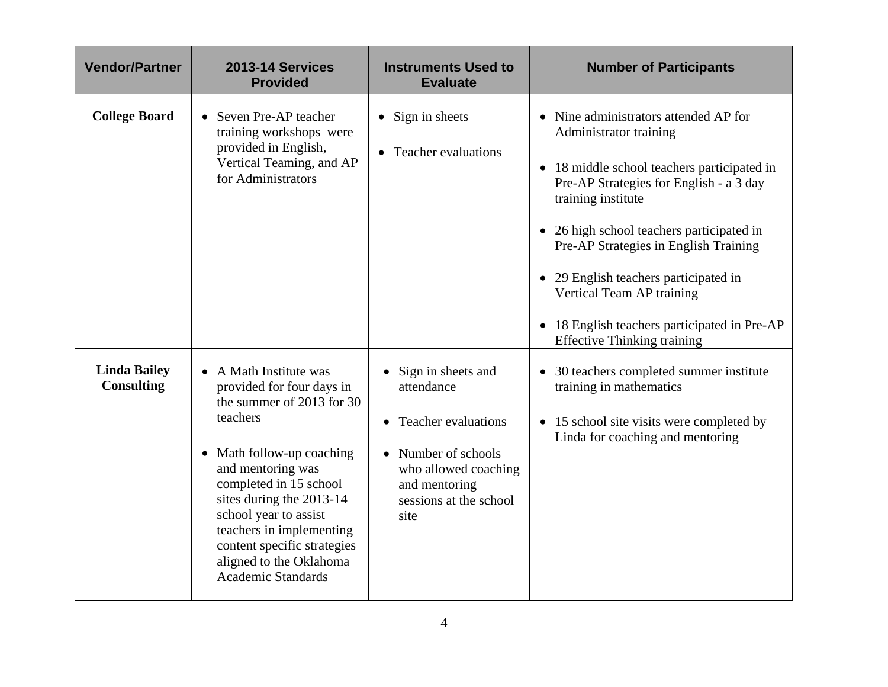| Vendor/Partner | 2013-14 Services Provided | Instruments Used to Evaluate | Number of Participants |
|---|---|---|---|
| **College Board** | • Seven Pre-AP teacher training workshops were provided in English, Vertical Teaming, and AP for Administrators | • Sign in sheets<br>• Teacher evaluations | • Nine administrators attended AP for Administrator training<br>• 18 middle school teachers participated in Pre-AP Strategies for English - a 3 day training institute<br>• 26 high school teachers participated in Pre-AP Strategies in English Training<br>• 29 English teachers participated in Vertical Team AP training<br>• 18 English teachers participated in Pre-AP Effective Thinking training |
| **Linda Bailey Consulting** | • A Math Institute was provided for four days in the summer of 2013 for 30 teachers<br>• Math follow-up coaching and mentoring was completed in 15 school sites during the 2013-14 school year to assist teachers in implementing content specific strategies aligned to the Oklahoma Academic Standards | • Sign in sheets and attendance<br>• Teacher evaluations<br>• Number of schools who allowed coaching and mentoring sessions at the school site | • 30 teachers completed summer institute training in mathematics<br>• 15 school site visits were completed by Linda for coaching and mentoring |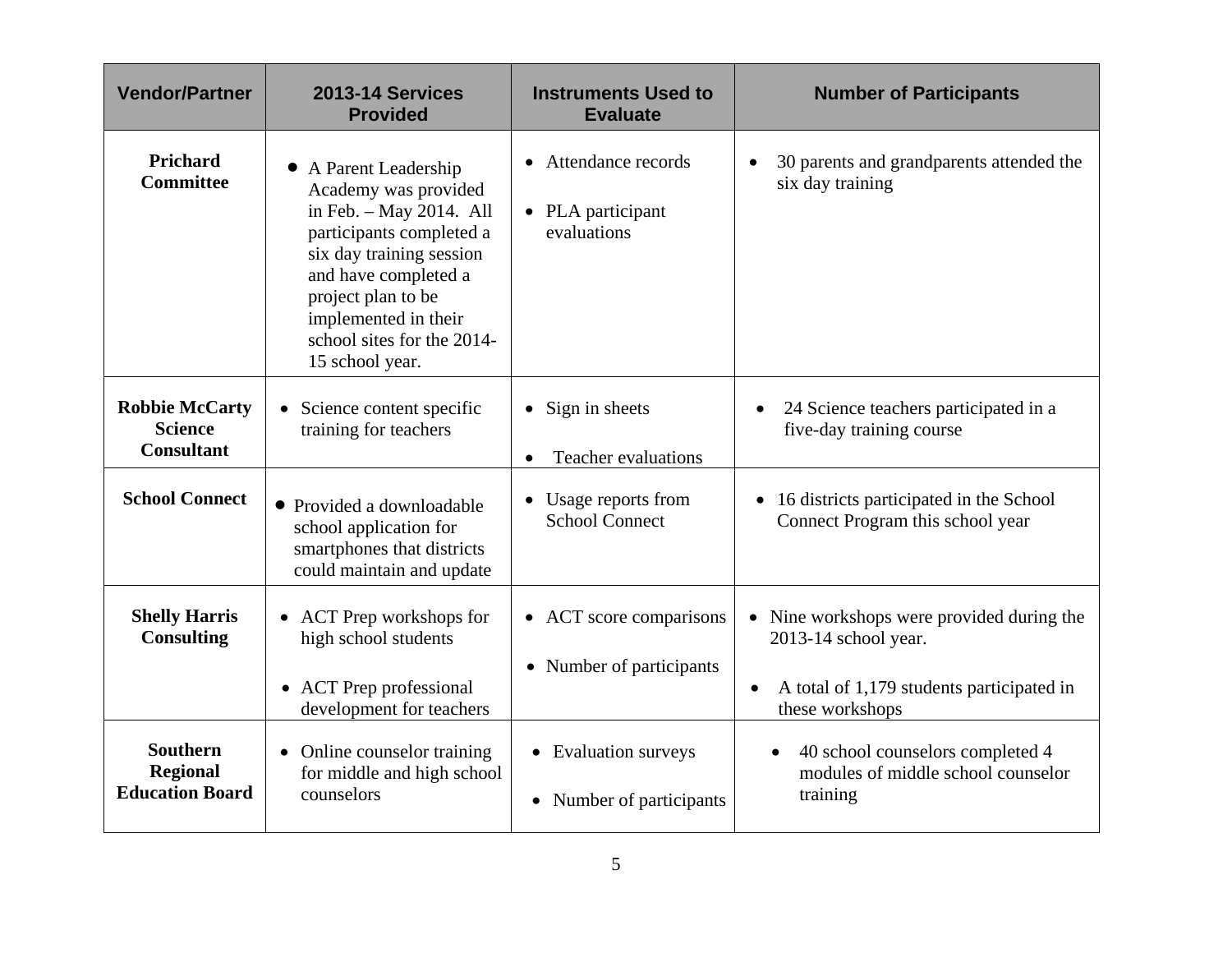| Vendor/Partner | 2013-14 Services Provided | Instruments Used to Evaluate | Number of Participants |
|---|---|---|---|
| **Prichard Committee** | • A Parent Leadership Academy was provided in Feb. – May 2014. All participants completed a six day training session and have completed a project plan to be implemented in their school sites for the 2014-15 school year. | • Attendance records<br>• PLA participant evaluations | • 30 parents and grandparents attended the six day training |
| **Robbie McCarty Science Consultant** | • Science content specific training for teachers | • Sign in sheets<br>• Teacher evaluations | • 24 Science teachers participated in a five-day training course |
| **School Connect** | • Provided a downloadable school application for smartphones that districts could maintain and update | • Usage reports from School Connect | • 16 districts participated in the School Connect Program this school year |
| **Shelly Harris Consulting** | • ACT Prep workshops for high school students<br>• ACT Prep professional development for teachers | • ACT score comparisons<br>• Number of participants | • Nine workshops were provided during the 2013-14 school year.<br>• A total of 1,179 students participated in these workshops |
| **Southern Regional Education Board** | • Online counselor training for middle and high school counselors | • Evaluation surveys<br>• Number of participants | • 40 school counselors completed 4 modules of middle school counselor training |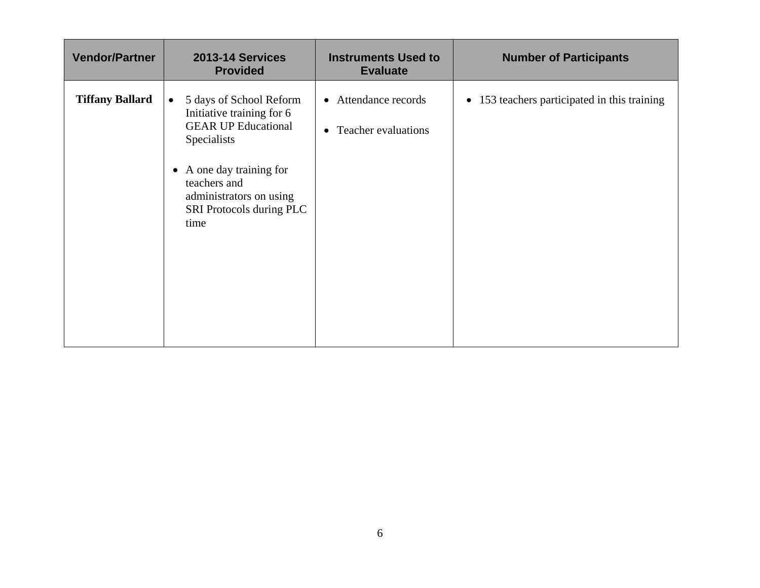| Vendor/Partner | 2013-14 Services Provided | Instruments Used to Evaluate | Number of Participants |
|---|---|---|---|
| **Tiffany Ballard** | • 5 days of School Reform Initiative training for 6 GEAR UP Educational Specialists<br>• A one day training for teachers and administrators on using SRI Protocols during PLC time | • Attendance records<br>• Teacher evaluations | • 153 teachers participated in this training |